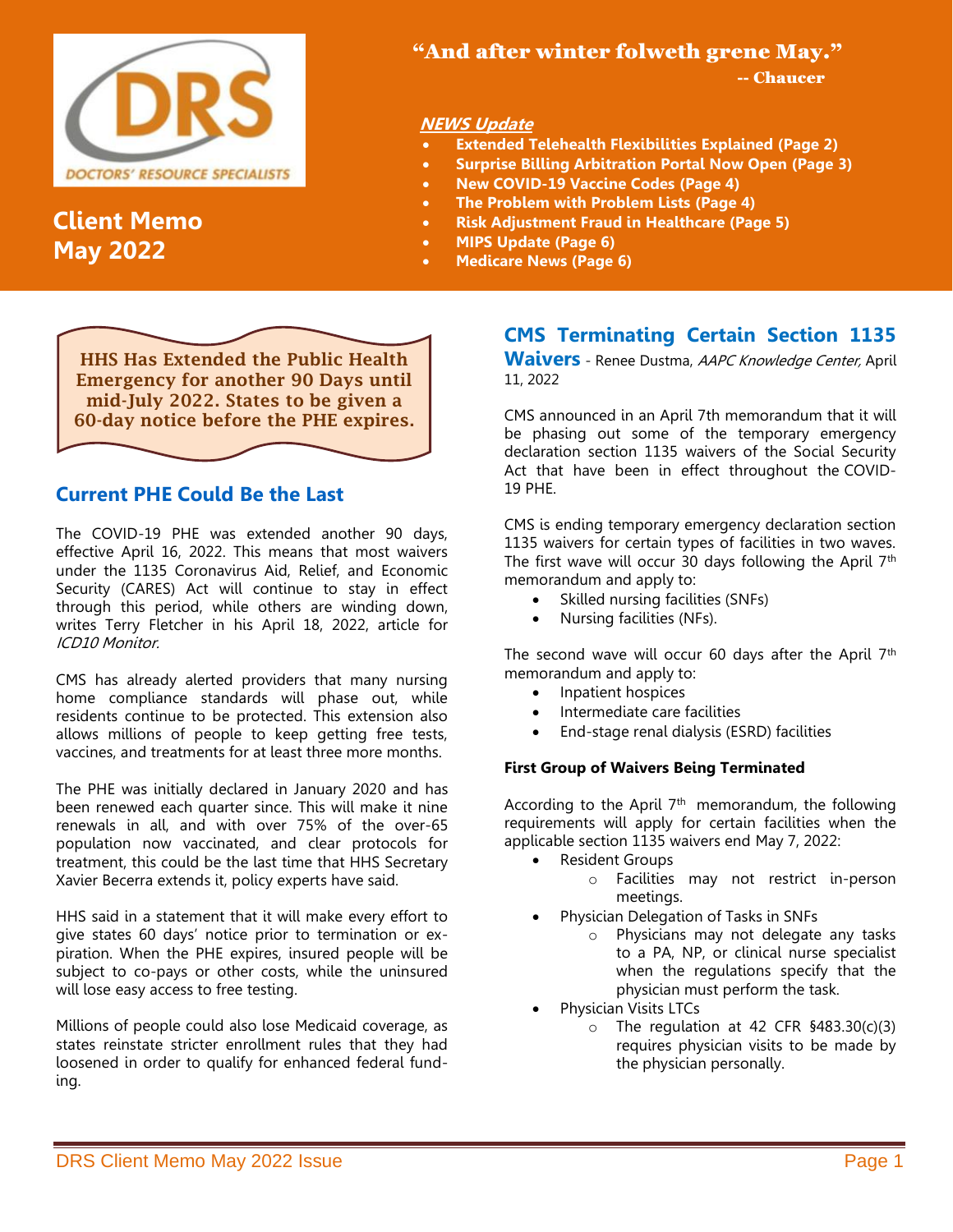# Client Memo May 2022

"And after winter folweth grene May."

-- Chaucer

***NEWS Update***

- **Extended Telehealth Flexibilities Explained (Page 2)**
- **Surprise Billing Arbitration Portal Now Open (Page 3)**
- **New COVID-19 Vaccine Codes (Page 4)**
- **The Problem with Problem Lists (Page 4)**
- **Risk Adjustment Fraud in Healthcare (Page 5)**
- **MIPS Update (Page 6)**
- **Medicare News (Page 6)**

**HHS Has Extended the Public Health Emergency for another 90 Days until mid-July 2022. States to be given a 60-day notice before the PHE expires.**

## Current PHE Could Be the Last

The COVID-19 PHE was extended another 90 days, effective April 16, 2022. This means that most waivers under the 1135 Coronavirus Aid, Relief, and Economic Security (CARES) Act will continue to stay in effect through this period, while others are winding down, writes Terry Fletcher in his April 18, 2022, article for *ICD10 Monitor.*

CMS has already alerted providers that many nursing home compliance standards will phase out, while residents continue to be protected. This extension also allows millions of people to keep getting free tests, vaccines, and treatments for at least three more months.

The PHE was initially declared in January 2020 and has been renewed each quarter since. This will make it nine renewals in all, and with over 75% of the over-65 population now vaccinated, and clear protocols for treatment, this could be the last time that HHS Secretary Xavier Becerra extends it, policy experts have said.

HHS said in a statement that it will make every effort to give states 60 days' notice prior to termination or expiration. When the PHE expires, insured people will be subject to co-pays or other costs, while the uninsured will lose easy access to free testing.

Millions of people could also lose Medicaid coverage, as states reinstate stricter enrollment rules that they had loosened in order to qualify for enhanced federal funding.

## CMS Terminating Certain Section 1135 Waivers

- Renee Dustma, *AAPC Knowledge Center,* April 11, 2022

CMS announced in an April 7th memorandum that it will be phasing out some of the temporary emergency declaration section 1135 waivers of the Social Security Act that have been in effect throughout the COVID-19 PHE.

CMS is ending temporary emergency declaration section 1135 waivers for certain types of facilities in two waves. The first wave will occur 30 days following the April 7th memorandum and apply to:

- Skilled nursing facilities (SNFs)
- Nursing facilities (NFs).

The second wave will occur 60 days after the April 7th memorandum and apply to:

- Inpatient hospices
- Intermediate care facilities
- End-stage renal dialysis (ESRD) facilities

**First Group of Waivers Being Terminated**

According to the April 7th memorandum, the following requirements will apply for certain facilities when the applicable section 1135 waivers end May 7, 2022:

- Resident Groups
  - Facilities may not restrict in-person meetings.
- Physician Delegation of Tasks in SNFs
  - Physicians may not delegate any tasks to a PA, NP, or clinical nurse specialist when the regulations specify that the physician must perform the task.
- Physician Visits LTCs
  - The regulation at 42 CFR §483.30(c)(3) requires physician visits to be made by the physician personally.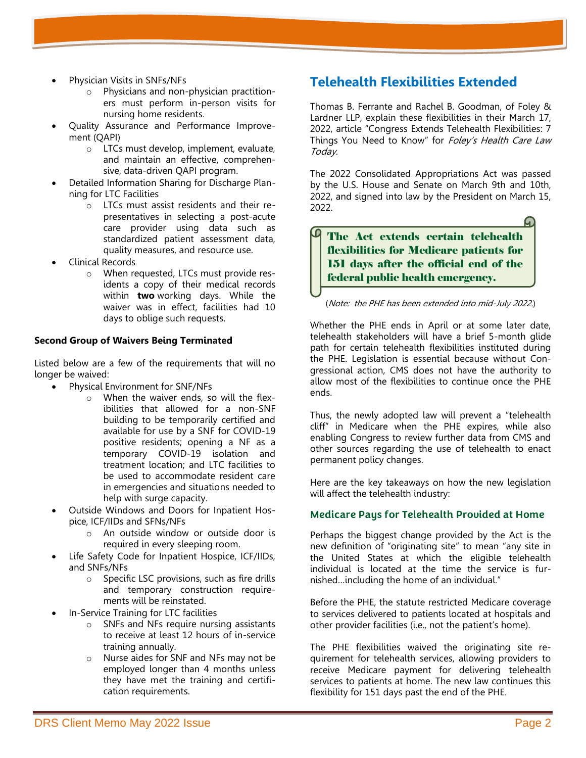- Physician Visits in SNFs/NFs
  - Physicians and non-physician practitioners must perform in-person visits for nursing home residents.
- Quality Assurance and Performance Improvement (QAPI)
  - LTCs must develop, implement, evaluate, and maintain an effective, comprehensive, data-driven QAPI program.
- Detailed Information Sharing for Discharge Planning for LTC Facilities
  - LTCs must assist residents and their representatives in selecting a post-acute care provider using data such as standardized patient assessment data, quality measures, and resource use.
- Clinical Records
  - When requested, LTCs must provide residents a copy of their medical records within **two** working days. While the waiver was in effect, facilities had 10 days to oblige such requests.

**Second Group of Waivers Being Terminated**

Listed below are a few of the requirements that will no longer be waived:

- Physical Environment for SNF/NFs
  - When the waiver ends, so will the flexibilities that allowed for a non-SNF building to be temporarily certified and available for use by a SNF for COVID-19 positive residents; opening a NF as a temporary COVID-19 isolation and treatment location; and LTC facilities to be used to accommodate resident care in emergencies and situations needed to help with surge capacity.
- Outside Windows and Doors for Inpatient Hospice, ICF/IIDs and SFNs/NFs
  - An outside window or outside door is required in every sleeping room.
- Life Safety Code for Inpatient Hospice, ICF/IIDs, and SNFs/NFs
  - Specific LSC provisions, such as fire drills and temporary construction requirements will be reinstated.
- In-Service Training for LTC facilities
  - SNFs and NFs require nursing assistants to receive at least 12 hours of in-service training annually.
  - Nurse aides for SNF and NFs may not be employed longer than 4 months unless they have met the training and certification requirements.

## Telehealth Flexibilities Extended

Thomas B. Ferrante and Rachel B. Goodman, of Foley & Lardner LLP, explain these flexibilities in their March 17, 2022, article "Congress Extends Telehealth Flexibilities: 7 Things You Need to Know" for *Foley's Health Care Law Today.*

The 2022 Consolidated Appropriations Act was passed by the U.S. House and Senate on March 9th and 10th, 2022, and signed into law by the President on March 15, 2022.

**The Act extends certain telehealth flexibilities for Medicare patients for 151 days after the official end of the federal public health emergency.**

(*Note: the PHE has been extended into mid-July 2022.*)

Whether the PHE ends in April or at some later date, telehealth stakeholders will have a brief 5-month glide path for certain telehealth flexibilities instituted during the PHE. Legislation is essential because without Congressional action, CMS does not have the authority to allow most of the flexibilities to continue once the PHE ends.

Thus, the newly adopted law will prevent a "telehealth cliff" in Medicare when the PHE expires, while also enabling Congress to review further data from CMS and other sources regarding the use of telehealth to enact permanent policy changes.

Here are the key takeaways on how the new legislation will affect the telehealth industry:

### Medicare Pays for Telehealth Provided at Home

Perhaps the biggest change provided by the Act is the new definition of "originating site" to mean "any site in the United States at which the eligible telehealth individual is located at the time the service is furnished…including the home of an individual."

Before the PHE, the statute restricted Medicare coverage to services delivered to patients located at hospitals and other provider facilities (i.e., not the patient's home).

The PHE flexibilities waived the originating site requirement for telehealth services, allowing providers to receive Medicare payment for delivering telehealth services to patients at home. The new law continues this flexibility for 151 days past the end of the PHE.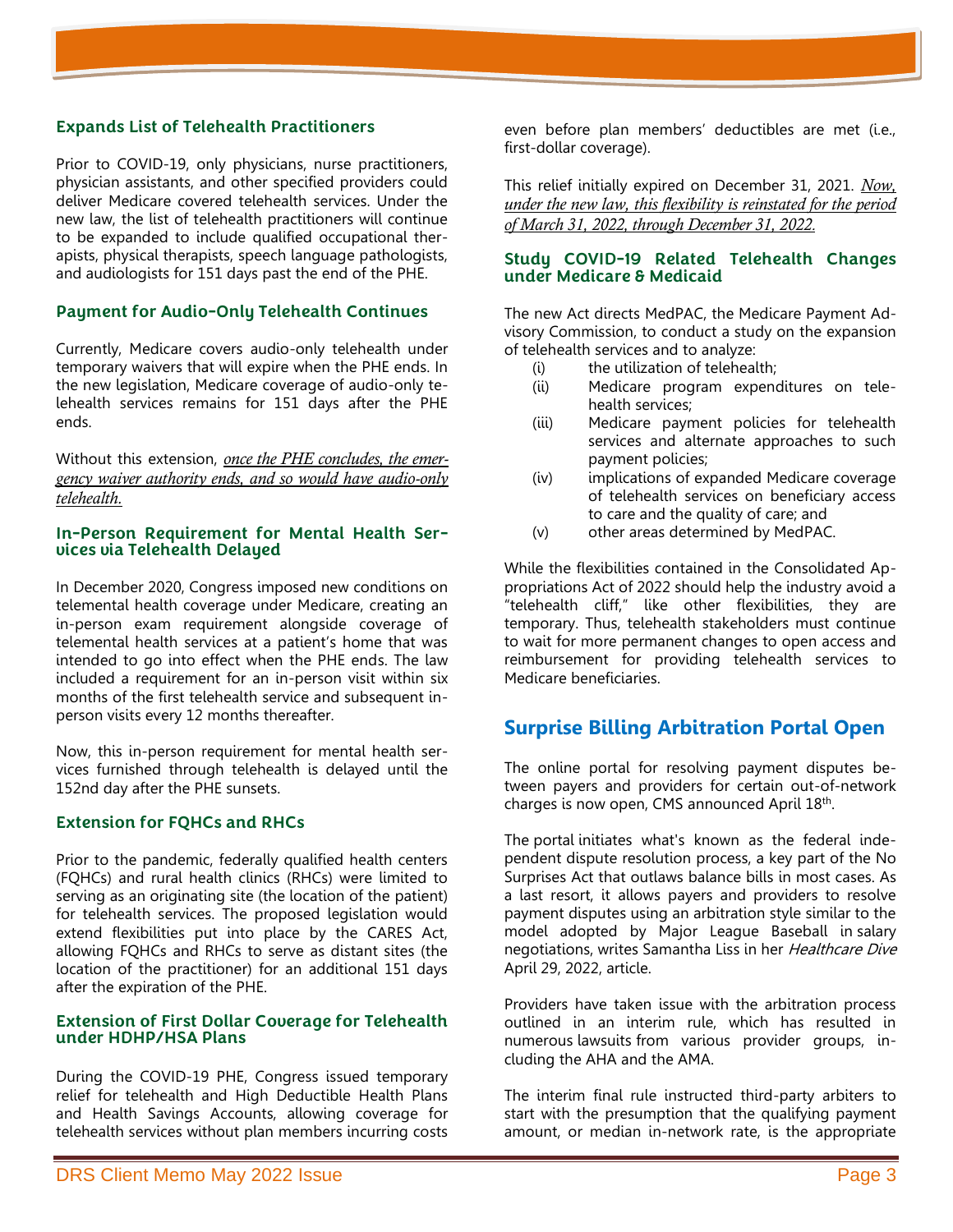### Expands List of Telehealth Practitioners

Prior to COVID-19, only physicians, nurse practitioners, physician assistants, and other specified providers could deliver Medicare covered telehealth services. Under the new law, the list of telehealth practitioners will continue to be expanded to include qualified occupational therapists, physical therapists, speech language pathologists, and audiologists for 151 days past the end of the PHE.

### Payment for Audio-Only Telehealth Continues

Currently, Medicare covers audio-only telehealth under temporary waivers that will expire when the PHE ends. In the new legislation, Medicare coverage of audio-only telehealth services remains for 151 days after the PHE ends.

Without this extension, *once the PHE concludes, the emergency waiver authority ends, and so would have audio-only telehealth.*

### In-Person Requirement for Mental Health Services via Telehealth Delayed

In December 2020, Congress imposed new conditions on telemental health coverage under Medicare, creating an in-person exam requirement alongside coverage of telemental health services at a patient's home that was intended to go into effect when the PHE ends. The law included a requirement for an in-person visit within six months of the first telehealth service and subsequent in-person visits every 12 months thereafter.

Now, this in-person requirement for mental health services furnished through telehealth is delayed until the 152nd day after the PHE sunsets.

### Extension for FQHCs and RHCs

Prior to the pandemic, federally qualified health centers (FQHCs) and rural health clinics (RHCs) were limited to serving as an originating site (the location of the patient) for telehealth services. The proposed legislation would extend flexibilities put into place by the CARES Act, allowing FQHCs and RHCs to serve as distant sites (the location of the practitioner) for an additional 151 days after the expiration of the PHE.

### Extension of First Dollar Coverage for Telehealth under HDHP/HSA Plans

During the COVID-19 PHE, Congress issued temporary relief for telehealth and High Deductible Health Plans and Health Savings Accounts, allowing coverage for telehealth services without plan members incurring costs even before plan members' deductibles are met (i.e., first-dollar coverage).

This relief initially expired on December 31, 2021. *Now, under the new law, this flexibility is reinstated for the period of March 31, 2022, through December 31, 2022.*

### Study COVID-19 Related Telehealth Changes under Medicare & Medicaid

The new Act directs MedPAC, the Medicare Payment Advisory Commission, to conduct a study on the expansion of telehealth services and to analyze:

- (i) the utilization of telehealth;
- (ii) Medicare program expenditures on telehealth services;
- (iii) Medicare payment policies for telehealth services and alternate approaches to such payment policies;
- (iv) implications of expanded Medicare coverage of telehealth services on beneficiary access to care and the quality of care; and
- (v) other areas determined by MedPAC.

While the flexibilities contained in the Consolidated Appropriations Act of 2022 should help the industry avoid a "telehealth cliff," like other flexibilities, they are temporary. Thus, telehealth stakeholders must continue to wait for more permanent changes to open access and reimbursement for providing telehealth services to Medicare beneficiaries.

## Surprise Billing Arbitration Portal Open

The online portal for resolving payment disputes between payers and providers for certain out-of-network charges is now open, CMS announced April 18th.

The portal initiates what's known as the federal independent dispute resolution process, a key part of the No Surprises Act that outlaws balance bills in most cases. As a last resort, it allows payers and providers to resolve payment disputes using an arbitration style similar to the model adopted by Major League Baseball in salary negotiations, writes Samantha Liss in her *Healthcare Dive* April 29, 2022, article.

Providers have taken issue with the arbitration process outlined in an interim rule, which has resulted in numerous lawsuits from various provider groups, including the AHA and the AMA.

The interim final rule instructed third-party arbiters to start with the presumption that the qualifying payment amount, or median in-network rate, is the appropriate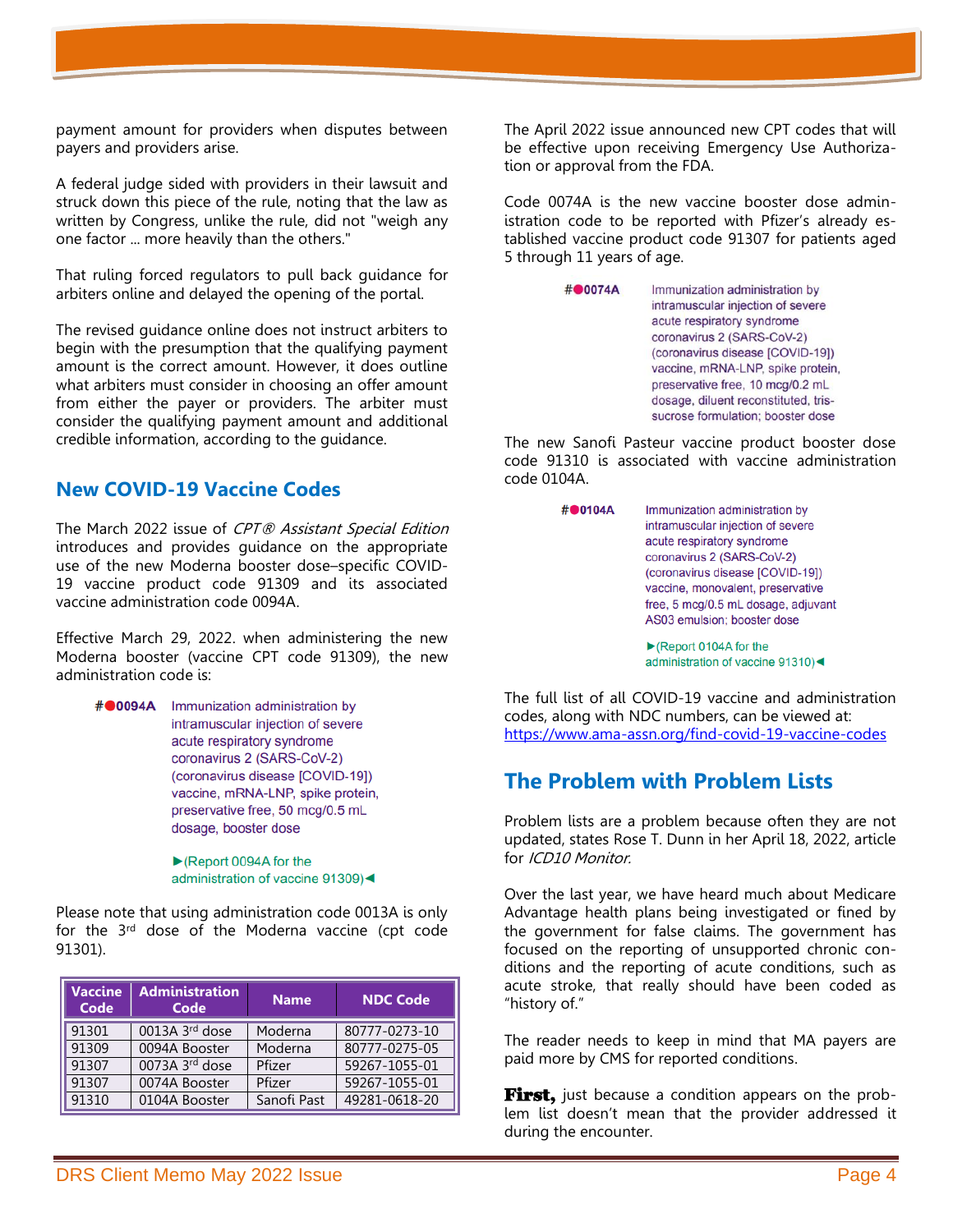payment amount for providers when disputes between payers and providers arise.

A federal judge sided with providers in their lawsuit and struck down this piece of the rule, noting that the law as written by Congress, unlike the rule, did not "weigh any one factor ... more heavily than the others."

That ruling forced regulators to pull back guidance for arbiters online and delayed the opening of the portal.

The revised guidance online does not instruct arbiters to begin with the presumption that the qualifying payment amount is the correct amount. However, it does outline what arbiters must consider in choosing an offer amount from either the payer or providers. The arbiter must consider the qualifying payment amount and additional credible information, according to the guidance.

## New COVID-19 Vaccine Codes

The March 2022 issue of *CPT® Assistant Special Edition* introduces and provides guidance on the appropriate use of the new Moderna booster dose–specific COVID-19 vaccine product code 91309 and its associated vaccine administration code 0094A.

Effective March 29, 2022. when administering the new Moderna booster (vaccine CPT code 91309), the new administration code is:

#●0094A Immunization administration by intramuscular injection of severe acute respiratory syndrome coronavirus 2 (SARS-CoV-2) (coronavirus disease [COVID-19]) vaccine, mRNA-LNP, spike protein, preservative free, 50 mcg/0.5 mL dosage, booster dose

►(Report 0094A for the administration of vaccine 91309)◄

Please note that using administration code 0013A is only for the 3rd dose of the Moderna vaccine (cpt code 91301).

| Vaccine Code | Administration Code | Name | NDC Code |
|---|---|---|---|
| 91301 | 0013A 3rd dose | Moderna | 80777-0273-10 |
| 91309 | 0094A Booster | Moderna | 80777-0275-05 |
| 91307 | 0073A 3rd dose | Pfizer | 59267-1055-01 |
| 91307 | 0074A Booster | Pfizer | 59267-1055-01 |
| 91310 | 0104A Booster | Sanofi Past | 49281-0618-20 |

The April 2022 issue announced new CPT codes that will be effective upon receiving Emergency Use Authorization or approval from the FDA.

Code 0074A is the new vaccine booster dose administration code to be reported with Pfizer's already established vaccine product code 91307 for patients aged 5 through 11 years of age.

#●0074A Immunization administration by intramuscular injection of severe acute respiratory syndrome coronavirus 2 (SARS-CoV-2) (coronavirus disease [COVID-19]) vaccine, mRNA-LNP, spike protein, preservative free, 10 mcg/0.2 mL dosage, diluent reconstituted, tris-sucrose formulation; booster dose

The new Sanofi Pasteur vaccine product booster dose code 91310 is associated with vaccine administration code 0104A.

#●0104A Immunization administration by intramuscular injection of severe acute respiratory syndrome coronavirus 2 (SARS-CoV-2) (coronavirus disease [COVID-19]) vaccine, monovalent, preservative free, 5 mcg/0.5 mL dosage, adjuvant AS03 emulsion; booster dose

►(Report 0104A for the administration of vaccine 91310)◄

The full list of all COVID-19 vaccine and administration codes, along with NDC numbers, can be viewed at: https://www.ama-assn.org/find-covid-19-vaccine-codes

## The Problem with Problem Lists

Problem lists are a problem because often they are not updated, states Rose T. Dunn in her April 18, 2022, article for *ICD10 Monitor.*

Over the last year, we have heard much about Medicare Advantage health plans being investigated or fined by the government for false claims. The government has focused on the reporting of unsupported chronic conditions and the reporting of acute conditions, such as acute stroke, that really should have been coded as "history of."

The reader needs to keep in mind that MA payers are paid more by CMS for reported conditions.

**First,** just because a condition appears on the problem list doesn't mean that the provider addressed it during the encounter.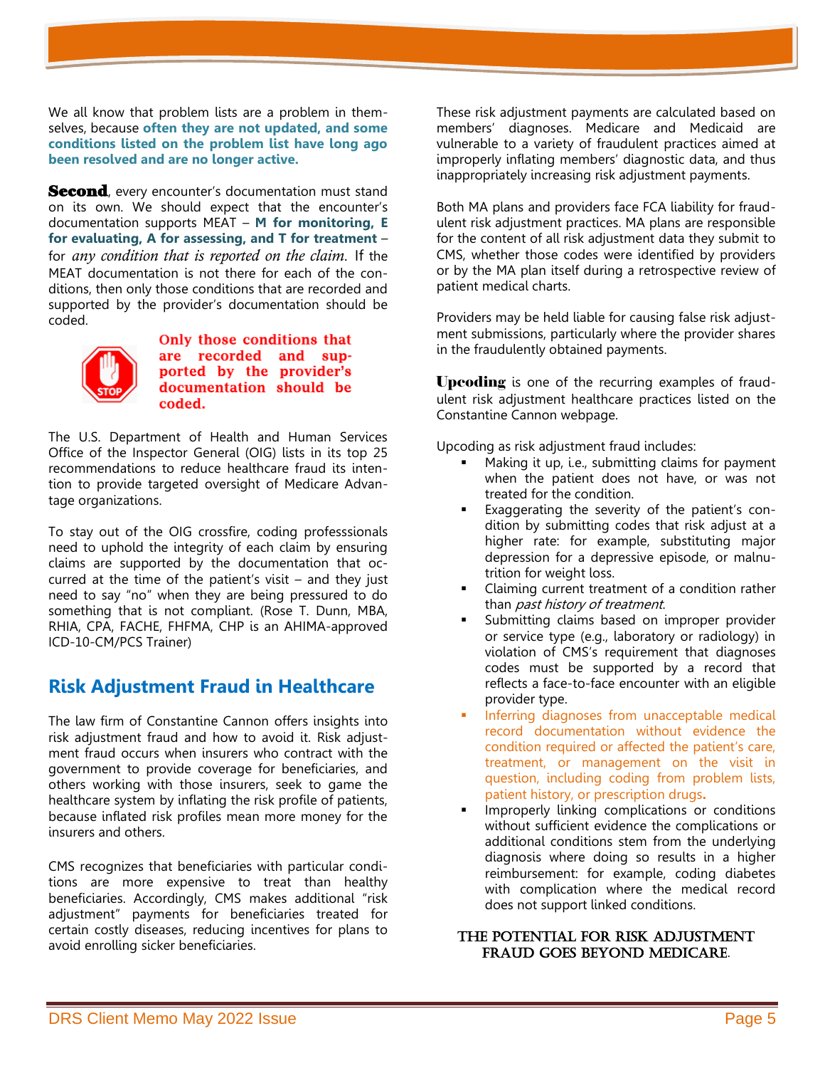We all know that problem lists are a problem in themselves, because **often they are not updated, and some conditions listed on the problem list have long ago been resolved and are no longer active.**

**Second**, every encounter's documentation must stand on its own. We should expect that the encounter's documentation supports MEAT – **M for monitoring, E for evaluating, A for assessing, and T for treatment** – for *any condition that is reported on the claim.* If the MEAT documentation is not there for each of the conditions, then only those conditions that are recorded and supported by the provider's documentation should be coded.

**Only those conditions that are recorded and supported by the provider's documentation should be coded.**

The U.S. Department of Health and Human Services Office of the Inspector General (OIG) lists in its top 25 recommendations to reduce healthcare fraud its intention to provide targeted oversight of Medicare Advantage organizations.

To stay out of the OIG crossfire, coding professsionals need to uphold the integrity of each claim by ensuring claims are supported by the documentation that occurred at the time of the patient's visit – and they just need to say "no" when they are being pressured to do something that is not compliant. (Rose T. Dunn, MBA, RHIA, CPA, FACHE, FHFMA, CHP is an AHIMA-approved ICD-10-CM/PCS Trainer)

## Risk Adjustment Fraud in Healthcare

The law firm of Constantine Cannon offers insights into risk adjustment fraud and how to avoid it. Risk adjustment fraud occurs when insurers who contract with the government to provide coverage for beneficiaries, and others working with those insurers, seek to game the healthcare system by inflating the risk profile of patients, because inflated risk profiles mean more money for the insurers and others.

CMS recognizes that beneficiaries with particular conditions are more expensive to treat than healthy beneficiaries. Accordingly, CMS makes additional "risk adjustment" payments for beneficiaries treated for certain costly diseases, reducing incentives for plans to avoid enrolling sicker beneficiaries.

These risk adjustment payments are calculated based on members' diagnoses. Medicare and Medicaid are vulnerable to a variety of fraudulent practices aimed at improperly inflating members' diagnostic data, and thus inappropriately increasing risk adjustment payments.

Both MA plans and providers face FCA liability for fraudulent risk adjustment practices. MA plans are responsible for the content of all risk adjustment data they submit to CMS, whether those codes were identified by providers or by the MA plan itself during a retrospective review of patient medical charts.

Providers may be held liable for causing false risk adjustment submissions, particularly where the provider shares in the fraudulently obtained payments.

**Upcoding** is one of the recurring examples of fraudulent risk adjustment healthcare practices listed on the Constantine Cannon webpage.

Upcoding as risk adjustment fraud includes:

- Making it up, i.e., submitting claims for payment when the patient does not have, or was not treated for the condition.
- Exaggerating the severity of the patient's condition by submitting codes that risk adjust at a higher rate: for example, substituting major depression for a depressive episode, or malnutrition for weight loss.
- Claiming current treatment of a condition rather than *past history of treatment*.
- Submitting claims based on improper provider or service type (e.g., laboratory or radiology) in violation of CMS's requirement that diagnoses codes must be supported by a record that reflects a face-to-face encounter with an eligible provider type.
- Inferring diagnoses from unacceptable medical record documentation without evidence the condition required or affected the patient's care, treatment, or management on the visit in question, including coding from problem lists, patient history, or prescription drugs.
- Improperly linking complications or conditions without sufficient evidence the complications or additional conditions stem from the underlying diagnosis where doing so results in a higher reimbursement: for example, coding diabetes with complication where the medical record does not support linked conditions.

**THE POTENTIAL FOR RISK ADJUSTMENT FRAUD GOES BEYOND MEDICARE.**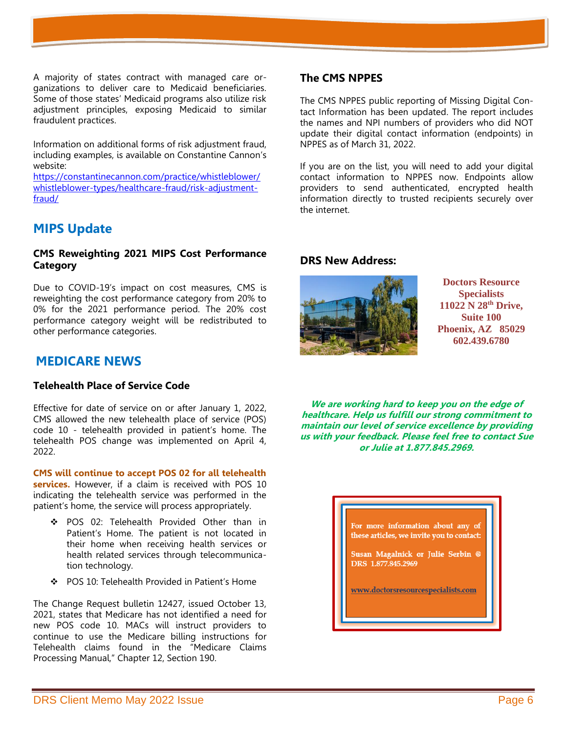A majority of states contract with managed care organizations to deliver care to Medicaid beneficiaries. Some of those states' Medicaid programs also utilize risk adjustment principles, exposing Medicaid to similar fraudulent practices.

Information on additional forms of risk adjustment fraud, including examples, is available on Constantine Cannon's website:
https://constantinecannon.com/practice/whistleblower/whistleblower-types/healthcare-fraud/risk-adjustment-fraud/

## MIPS Update

### CMS Reweighting 2021 MIPS Cost Performance Category

Due to COVID-19's impact on cost measures, CMS is reweighting the cost performance category from 20% to 0% for the 2021 performance period. The 20% cost performance category weight will be redistributed to other performance categories.

## MEDICARE NEWS

### Telehealth Place of Service Code

Effective for date of service on or after January 1, 2022, CMS allowed the new telehealth place of service (POS) code 10 - telehealth provided in patient's home. The telehealth POS change was implemented on April 4, 2022.

**CMS will continue to accept POS 02 for all telehealth services.** However, if a claim is received with POS 10 indicating the telehealth service was performed in the patient's home, the service will process appropriately.

- POS 02: Telehealth Provided Other than in Patient's Home. The patient is not located in their home when receiving health services or health related services through telecommunication technology.
- POS 10: Telehealth Provided in Patient's Home

The Change Request bulletin 12427, issued October 13, 2021, states that Medicare has not identified a need for new POS code 10. MACs will instruct providers to continue to use the Medicare billing instructions for Telehealth claims found in the "Medicare Claims Processing Manual," Chapter 12, Section 190.

### The CMS NPPES

The CMS NPPES public reporting of Missing Digital Contact Information has been updated. The report includes the names and NPI numbers of providers who did NOT update their digital contact information (endpoints) in NPPES as of March 31, 2022.

If you are on the list, you will need to add your digital contact information to NPPES now. Endpoints allow providers to send authenticated, encrypted health information directly to trusted recipients securely over the internet.

### DRS New Address:

**Doctors Resource Specialists**
**11022 N 28th Drive, Suite 100**
**Phoenix, AZ 85029**
**602.439.6780**

***We are working hard to keep you on the edge of healthcare. Help us fulfill our strong commitment to maintain our level of service excellence by providing us with your feedback. Please feel free to contact Sue or Julie at 1.877.845.2969.***

**For more information about any of these articles, we invite you to contact:**

**Susan Magalnick or Julie Serbin @ DRS 1.877.845.2969**

**www.doctorsresourcespecialists.com**